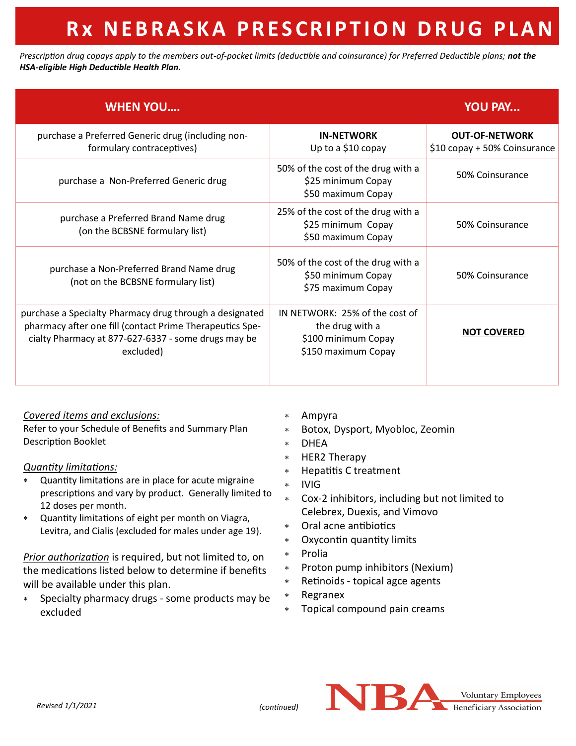# Rx NEBRASKA PRESCRIPTION DRUG PLAN

*Prescription drug copays apply to the members out-of-pocket limits (deductible and coinsurance) for Preferred Deductible plans; **not the HSA-eligible High Deductible Health Plan.***

| WHEN YOU…. | YOU PAY... | |
|---|---|---|
| | **IN-NETWORK** | **OUT-OF-NETWORK** |
| purchase a Preferred Generic drug (including non-formulary contraceptives) | Up to a $10 copay | $10 copay + 50% Coinsurance |
| purchase a Non-Preferred Generic drug | 50% of the cost of the drug with a $25 minimum Copay $50 maximum Copay | 50% Coinsurance |
| purchase a Preferred Brand Name drug (on the BCBSNE formulary list) | 25% of the cost of the drug with a $25 minimum Copay $50 maximum Copay | 50% Coinsurance |
| purchase a Non-Preferred Brand Name drug (not on the BCBSNE formulary list) | 50% of the cost of the drug with a $50 minimum Copay $75 maximum Copay | 50% Coinsurance |
| purchase a Specialty Pharmacy drug through a designated pharmacy after one fill (contact Prime Therapeutics Specialty Pharmacy at 877-627-6337 - some drugs may be excluded) | IN NETWORK: 25% of the cost of the drug with a $100 minimum Copay $150 maximum Copay | **NOT COVERED** |

*Covered items and exclusions:*
Refer to your Schedule of Benefits and Summary Plan Description Booklet

*Quantity limitations:*
- Quantity limitations are in place for acute migraine prescriptions and vary by product. Generally limited to 12 doses per month.
- Quantity limitations of eight per month on Viagra, Levitra, and Cialis (excluded for males under age 19).

*Prior authorization* is required, but not limited to, on the medications listed below to determine if benefits will be available under this plan.
- Specialty pharmacy drugs - some products may be excluded
- Ampyra
- Botox, Dysport, Myobloc, Zeomin
- DHEA
- HER2 Therapy
- Hepatitis C treatment
- IVIG
- Cox-2 inhibitors, including but not limited to Celebrex, Duexis, and Vimovo
- Oral acne antibiotics
- Oxycontin quantity limits
- Prolia
- Proton pump inhibitors (Nexium)
- Retinoids - topical agce agents
- Regranex
- Topical compound pain creams

*Revised 1/1/2021*

*(continued)*

NBA Voluntary Employees Beneficiary Association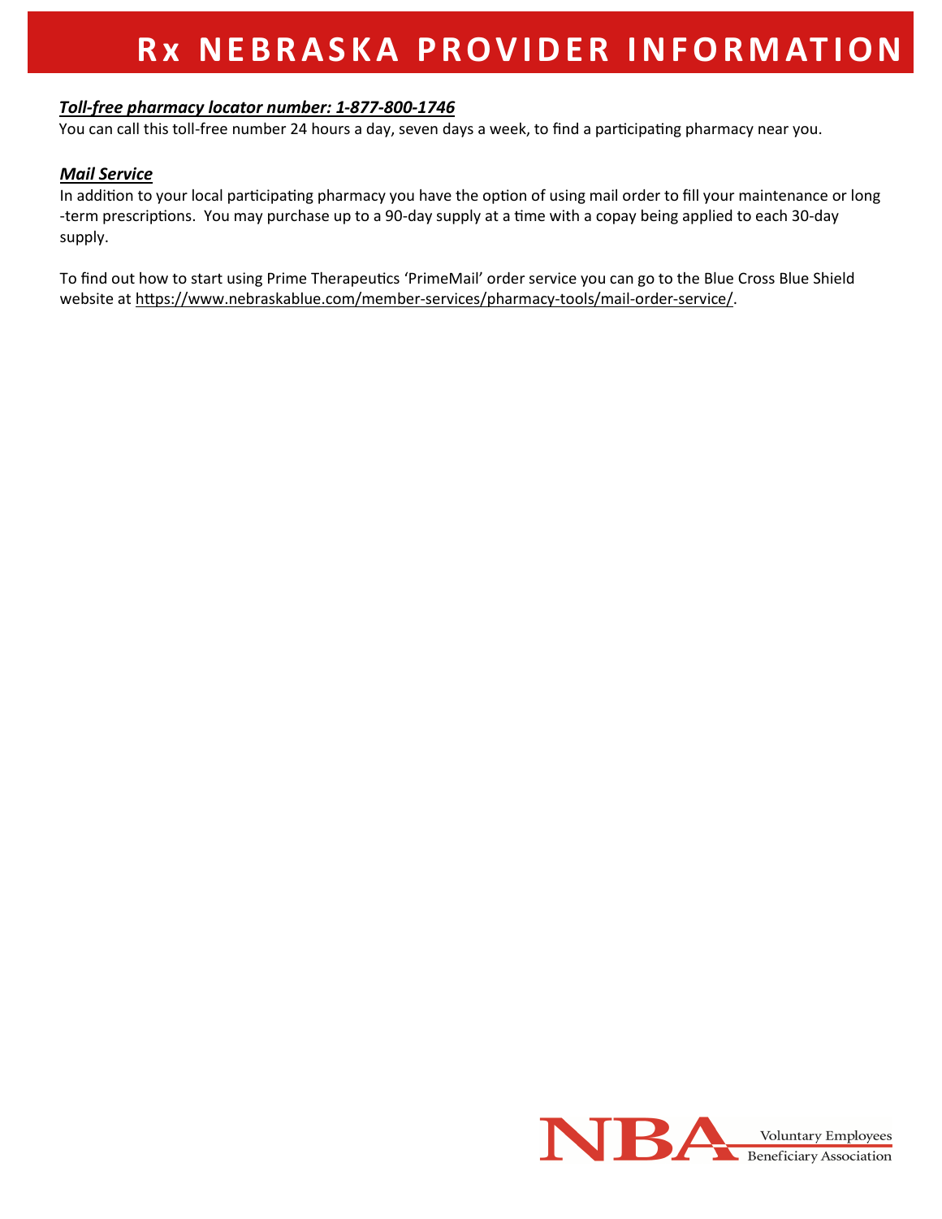# Rx NEBRASKA PROVIDER INFORMATION

***Toll-free pharmacy locator number: 1-877-800-1746***

You can call this toll-free number 24 hours a day, seven days a week, to find a participating pharmacy near you.

***Mail Service***

In addition to your local participating pharmacy you have the option of using mail order to fill your maintenance or long-term prescriptions. You may purchase up to a 90-day supply at a time with a copay being applied to each 30-day supply.

To find out how to start using Prime Therapeutics 'PrimeMail' order service you can go to the Blue Cross Blue Shield website at https://www.nebraskablue.com/member-services/pharmacy-tools/mail-order-service/.

NBA Voluntary Employees Beneficiary Association